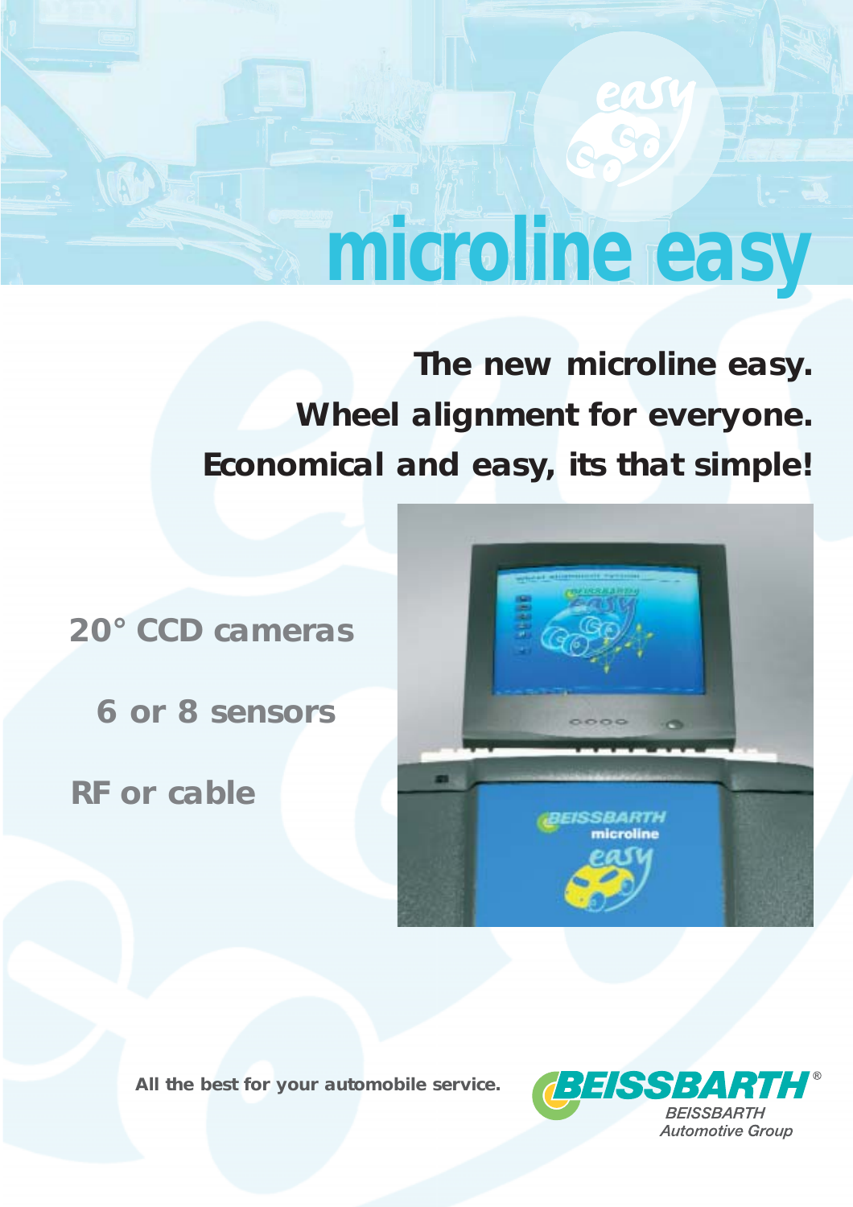# microline easy

**The new microline easy.**
**Wheel alignment for everyone.**
**Economical and easy, its that simple!**

**20° CCD cameras**

**6 or 8 sensors**

**RF or cable**

**All the best for your automobile service.**

BEISSBARTH®
BEISSBARTH Automotive Group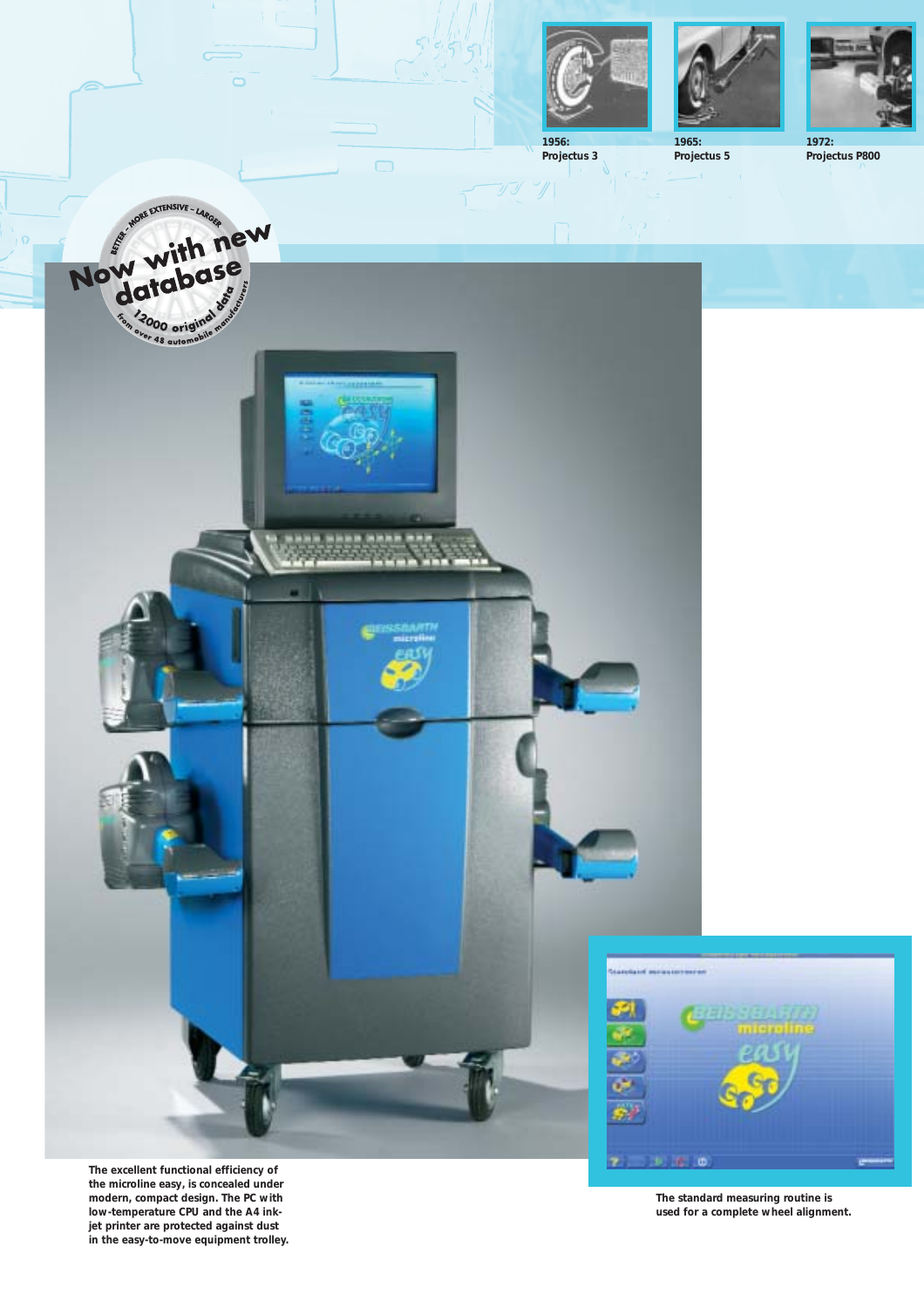1956:
Projectus 3

1965:
Projectus 5

1972:
Projectus P800

BETTER – MORE EXTENSIVE – LARGER

Now with new database

12000 original data from over 48 automobile manufacturers

The excellent functional efficiency of the microline easy, is concealed under modern, compact design. The PC with low-temperature CPU and the A4 ink-jet printer are protected against dust in the easy-to-move equipment trolley.

The standard measuring routine is used for a complete wheel alignment.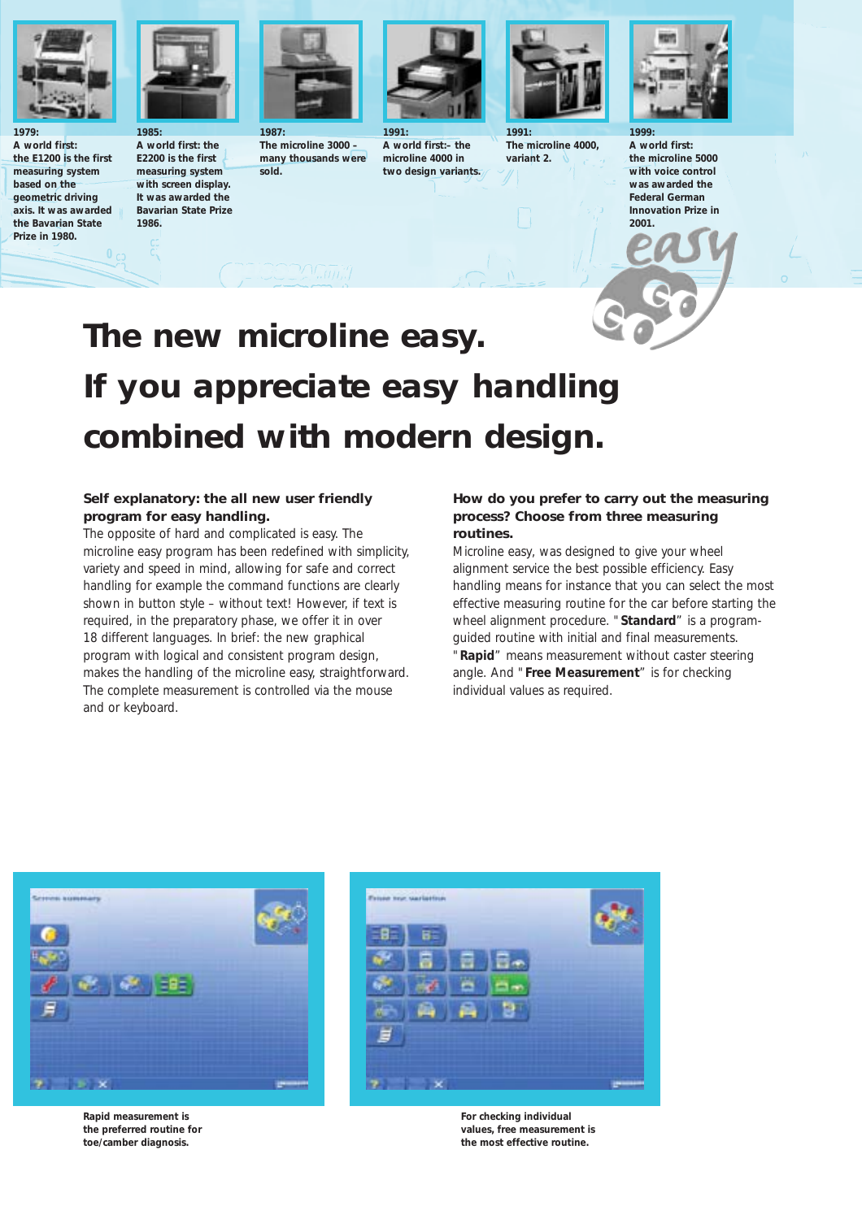1979:
A world first:
the E1200 is the first measuring system based on the geometric driving axis. It was awarded the Bavarian State Prize in 1980.

1985:
A world first: the E2200 is the first measuring system with screen display. It was awarded the Bavarian State Prize 1986.

1987:
The microline 3000 – many thousands were sold.

1991:
A world first:– the microline 4000 in two design variants.

1991:
The microline 4000, variant 2.

1999:
A world first:
the microline 5000 with voice control was awarded the Federal German Innovation Prize in 2001.

# The new microline easy.
# If you appreciate easy handling combined with modern design.

### Self explanatory: the all new user friendly program for easy handling.

The opposite of hard and complicated is easy. The microline easy program has been redefined with simplicity, variety and speed in mind, allowing for safe and correct handling for example the command functions are clearly shown in button style – without text! However, if text is required, in the preparatory phase, we offer it in over 18 different languages. In brief: the new graphical program with logical and consistent program design, makes the handling of the microline easy, straightforward. The complete measurement is controlled via the mouse and or keyboard.

### How do you prefer to carry out the measuring process? Choose from three measuring routines.

Microline easy, was designed to give your wheel alignment service the best possible efficiency. Easy handling means for instance that you can select the most effective measuring routine for the car before starting the wheel alignment procedure. "**Standard**" is a program-guided routine with initial and final measurements. "**Rapid**" means measurement without caster steering angle. And "**Free Measurement**" is for checking individual values as required.

**Rapid measurement is the preferred routine for toe/camber diagnosis.**

**For checking individual values, free measurement is the most effective routine.**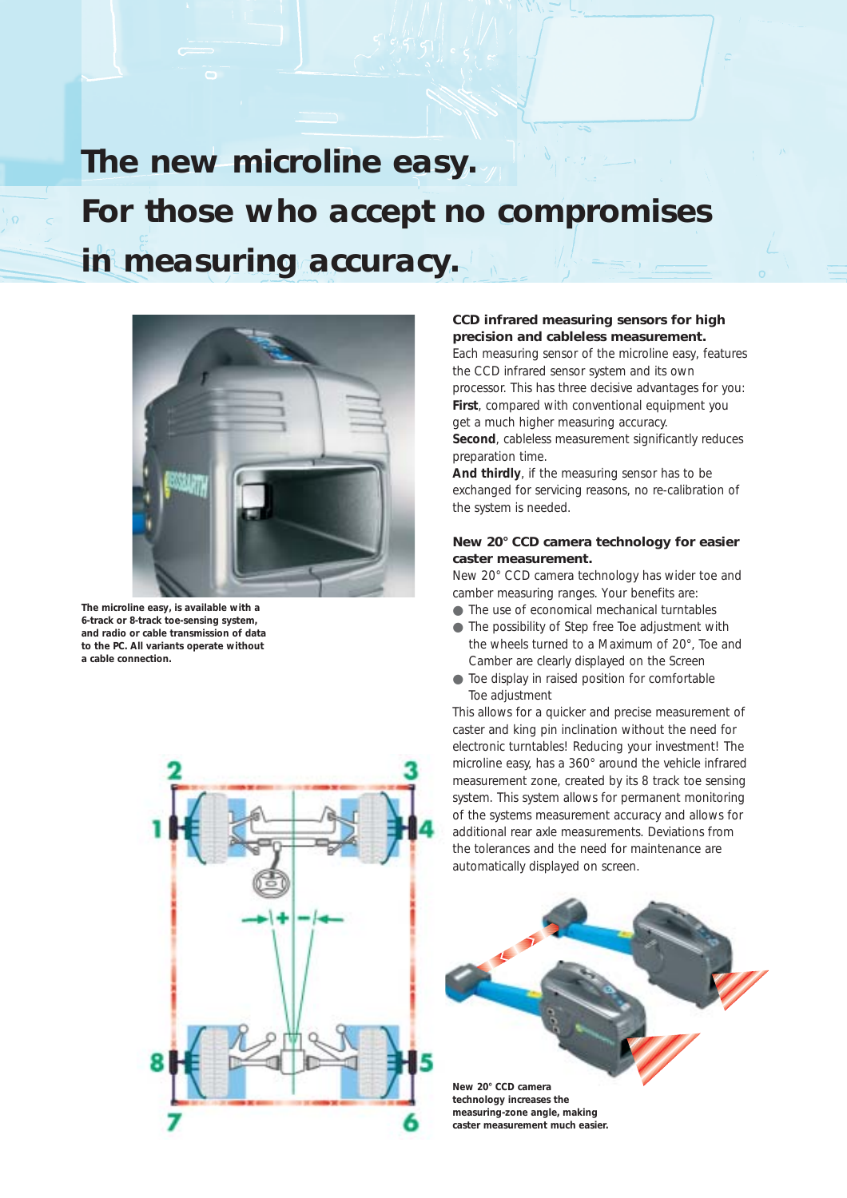# The new microline easy. For those who accept no compromises in measuring accuracy.

**The microline easy, is available with a 6-track or 8-track toe-sensing system, and radio or cable transmission of data to the PC. All variants operate without a cable connection.**

### CCD infrared measuring sensors for high precision and cableless measurement.

Each measuring sensor of the microline easy, features the CCD infrared sensor system and its own processor. This has three decisive advantages for you:
**First**, compared with conventional equipment you get a much higher measuring accuracy.
**Second**, cableless measurement significantly reduces preparation time.
**And thirdly**, if the measuring sensor has to be exchanged for servicing reasons, no re-calibration of the system is needed.

### New 20° CCD camera technology for easier caster measurement.

New 20° CCD camera technology has wider toe and camber measuring ranges. Your benefits are:

- The use of economical mechanical turntables
- The possibility of Step free Toe adjustment with the wheels turned to a Maximum of 20°, Toe and Camber are clearly displayed on the Screen
- Toe display in raised position for comfortable Toe adjustment

This allows for a quicker and precise measurement of caster and king pin inclination without the need for electronic turntables! Reducing your investment! The microline easy, has a 360° around the vehicle infrared measurement zone, created by its 8 track toe sensing system. This system allows for permanent monitoring of the systems measurement accuracy and allows for additional rear axle measurements. Deviations from the tolerances and the need for maintenance are automatically displayed on screen.

**New 20° CCD camera technology increases the measuring-zone angle, making caster measurement much easier.**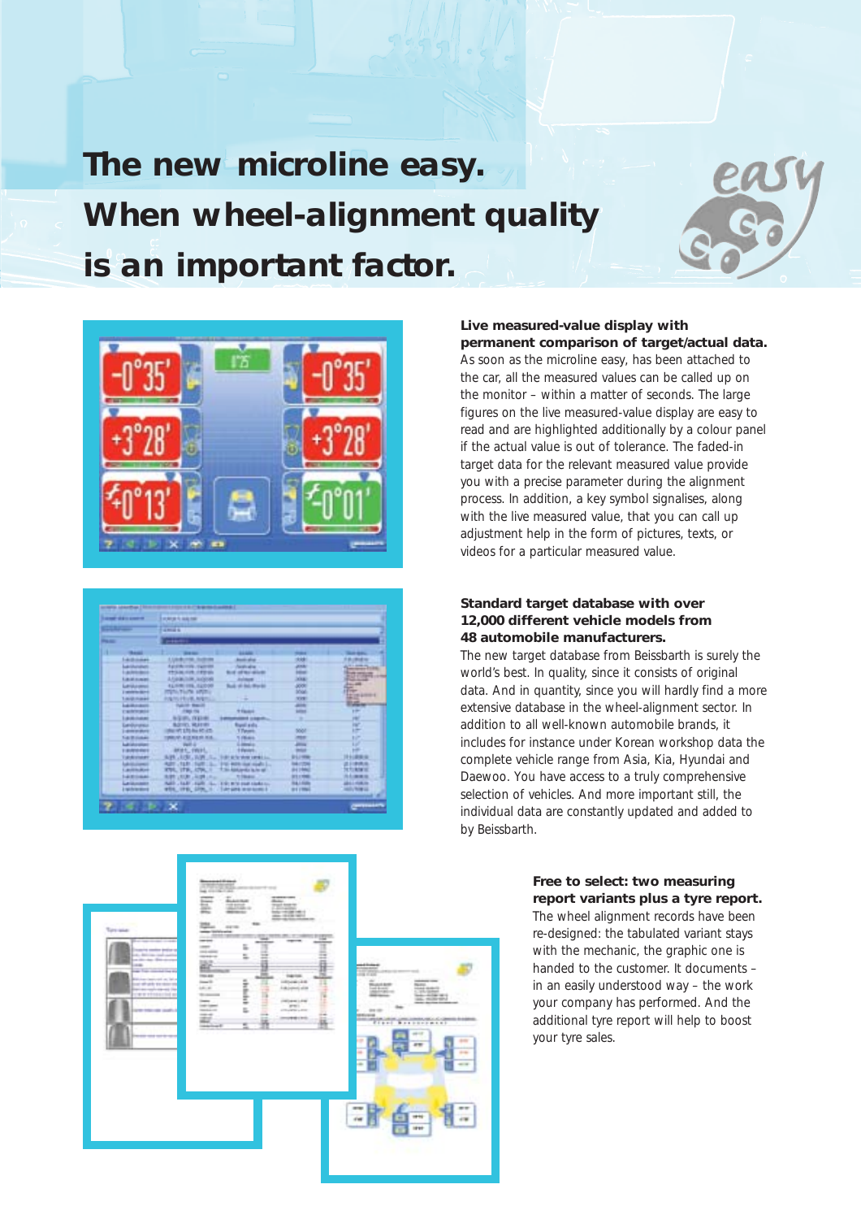# The new microline easy.
# When wheel-alignment quality is an important factor.

**Live measured-value display with permanent comparison of target/actual data.**
As soon as the microline easy, has been attached to the car, all the measured values can be called up on the monitor – within a matter of seconds. The large figures on the live measured-value display are easy to read and are highlighted additionally by a colour panel if the actual value is out of tolerance. The faded-in target data for the relevant measured value provide you with a precise parameter during the alignment process. In addition, a key symbol signalises, along with the live measured value, that you can call up adjustment help in the form of pictures, texts, or videos for a particular measured value.

**Standard target database with over 12,000 different vehicle models from 48 automobile manufacturers.**
The new target database from Beissbarth is surely the world's best. In quality, since it consists of original data. And in quantity, since you will hardly find a more extensive database in the wheel-alignment sector. In addition to all well-known automobile brands, it includes for instance under Korean workshop data the complete vehicle range from Asia, Kia, Hyundai and Daewoo. You have access to a truly comprehensive selection of vehicles. And more important still, the individual data are constantly updated and added to by Beissbarth.

**Free to select: two measuring report variants plus a tyre report.**
The wheel alignment records have been re-designed: the tabulated variant stays with the mechanic, the graphic one is handed to the customer. It documents – in an easily understood way – the work your company has performed. And the additional tyre report will help to boost your tyre sales.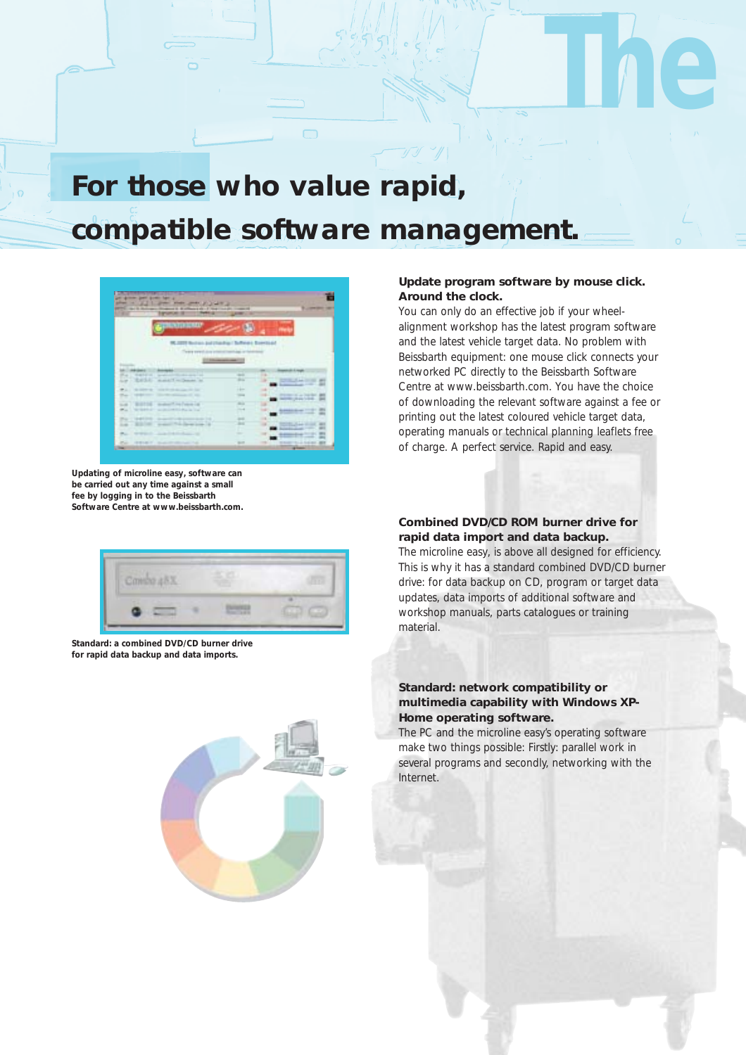# For those who value rapid, compatible software management.

Updating of microline easy, software can be carried out any time against a small fee by logging in to the Beissbarth Software Centre at www.beissbarth.com.

Standard: a combined DVD/CD burner drive for rapid data backup and data imports.

**Update program software by mouse click. Around the clock.**
You can only do an effective job if your wheel-alignment workshop has the latest program software and the latest vehicle target data. No problem with Beissbarth equipment: one mouse click connects your networked PC directly to the Beissbarth Software Centre at www.beissbarth.com. You have the choice of downloading the relevant software against a fee or printing out the latest coloured vehicle target data, operating manuals or technical planning leaflets free of charge. A perfect service. Rapid and easy.

**Combined DVD/CD ROM burner drive for rapid data import and data backup.**
The microline easy, is above all designed for efficiency. This is why it has a standard combined DVD/CD burner drive: for data backup on CD, program or target data updates, data imports of additional software and workshop manuals, parts catalogues or training material.

**Standard: network compatibility or multimedia capability with Windows XP-Home operating software.**
The PC and the microline easy's operating software make two things possible: Firstly: parallel work in several programs and secondly, networking with the Internet.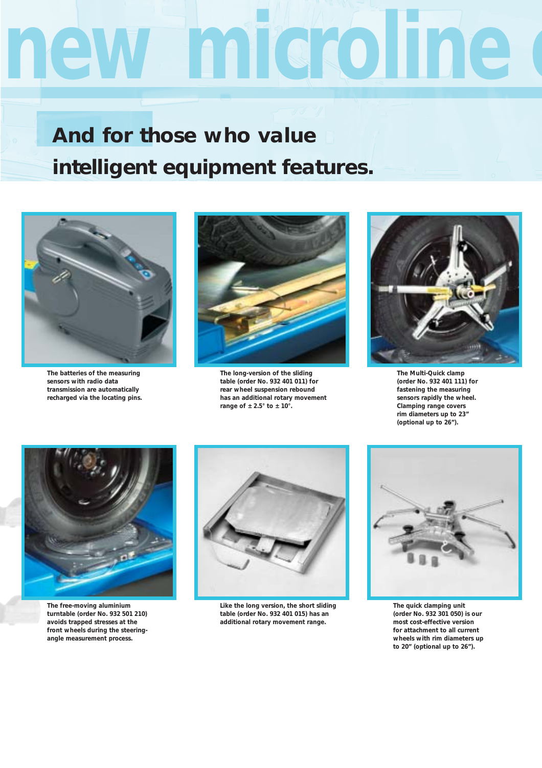# new microline

## And for those who value intelligent equipment features.

The batteries of the measuring sensors with radio data transmission are automatically recharged via the locating pins.

The long-version of the sliding table (order No. 932 401 011) for rear wheel suspension rebound has an additional rotary movement range of ± 2.5° to ± 10°.

The Multi-Quick clamp (order No. 932 401 111) for fastening the measuring sensors rapidly the wheel. Clamping range covers rim diameters up to 23” (optional up to 26”).

The free-moving aluminium turntable (order No. 932 501 210) avoids trapped stresses at the front wheels during the steering-angle measurement process.

Like the long version, the short sliding table (order No. 932 401 015) has an additional rotary movement range.

The quick clamping unit (order No. 932 301 050) is our most cost-effective version for attachment to all current wheels with rim diameters up to 20” (optional up to 26”).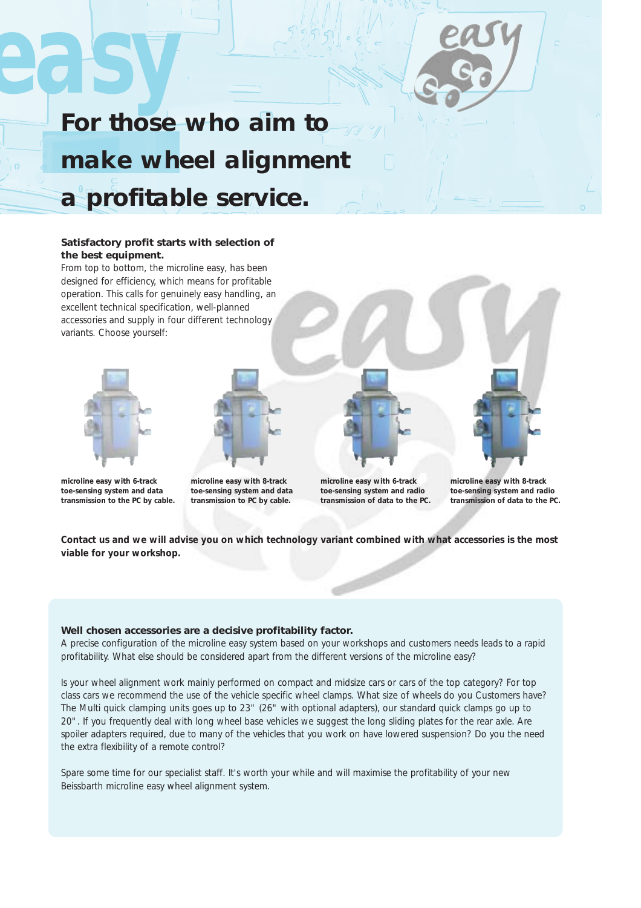# For those who aim to make wheel alignment a profitable service.

**Satisfactory profit starts with selection of the best equipment.**
From top to bottom, the microline easy, has been designed for efficiency, which means for profitable operation. This calls for genuinely easy handling, an excellent technical specification, well-planned accessories and supply in four different technology variants. Choose yourself:

**microline easy with 6-track toe-sensing system and data transmission to the PC by cable.**

**microline easy with 8-track toe-sensing system and data transmission to PC by cable.**

**microline easy with 6-track toe-sensing system and radio transmission of data to the PC.**

**microline easy with 8-track toe-sensing system and radio transmission of data to the PC.**

**Contact us and we will advise you on which technology variant combined with what accessories is the most viable for your workshop.**

**Well chosen accessories are a decisive profitability factor.**
A precise configuration of the microline easy system based on your workshops and customers needs leads to a rapid profitability. What else should be considered apart from the different versions of the microline easy?

Is your wheel alignment work mainly performed on compact and midsize cars or cars of the top category? For top class cars we recommend the use of the vehicle specific wheel clamps. What size of wheels do you Customers have? The Multi quick clamping units goes up to 23" (26" with optional adapters), our standard quick clamps go up to 20". If you frequently deal with long wheel base vehicles we suggest the long sliding plates for the rear axle. Are spoiler adapters required, due to many of the vehicles that you work on have lowered suspension? Do you the need the extra flexibility of a remote control?

Spare some time for our specialist staff. It's worth your while and will maximise the profitability of your new Beissbarth microline easy wheel alignment system.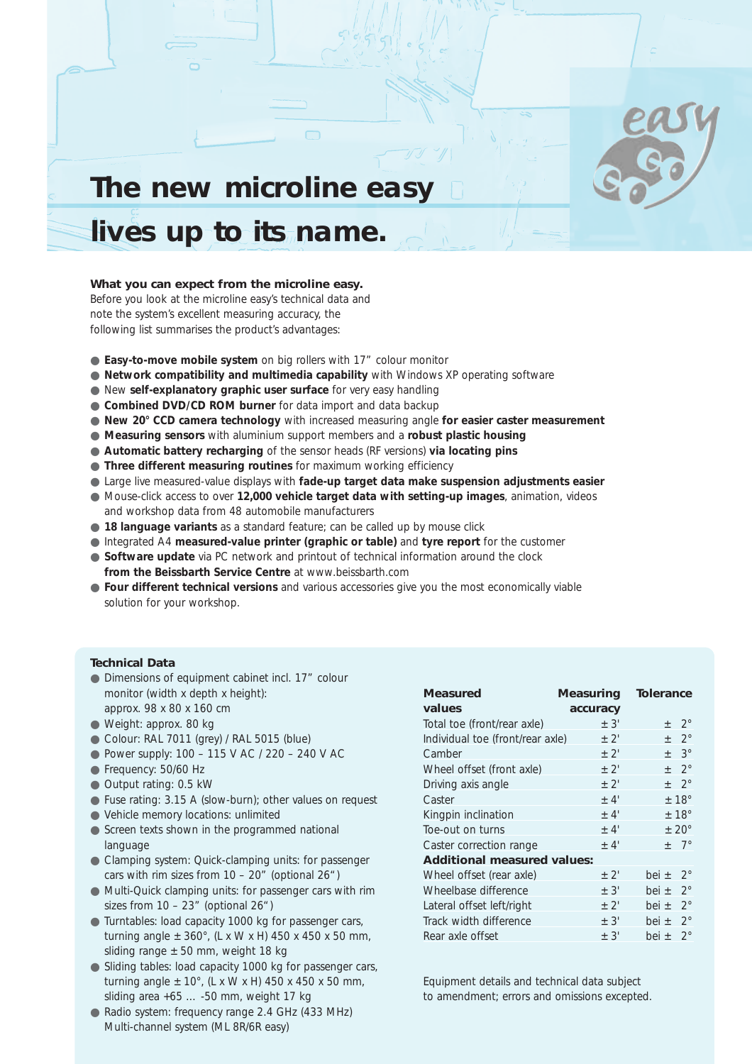# The new microline easy lives up to its name.

**What you can expect from the microline easy.**
Before you look at the microline easy's technical data and note the system's excellent measuring accuracy, the following list summarises the product's advantages:

- **Easy-to-move mobile system** on big rollers with 17" colour monitor
- **Network compatibility and multimedia capability** with Windows XP operating software
- New **self-explanatory graphic user surface** for very easy handling
- **Combined DVD/CD ROM burner** for data import and data backup
- **New 20° CCD camera technology** with increased measuring angle **for easier caster measurement**
- **Measuring sensors** with aluminium support members and a **robust plastic housing**
- **Automatic battery recharging** of the sensor heads (RF versions) **via locating pins**
- **Three different measuring routines** for maximum working efficiency
- Large live measured-value displays with **fade-up target data make suspension adjustments easier**
- Mouse-click access to over **12,000 vehicle target data with setting-up images**, animation, videos and workshop data from 48 automobile manufacturers
- **18 language variants** as a standard feature; can be called up by mouse click
- Integrated A4 **measured-value printer (graphic or table)** and **tyre report** for the customer
- **Software update** via PC network and printout of technical information around the clock **from the Beissbarth Service Centre** at www.beissbarth.com
- **Four different technical versions** and various accessories give you the most economically viable solution for your workshop.

## Technical Data

- Dimensions of equipment cabinet incl. 17" colour monitor (width x depth x height): approx. 98 x 80 x 160 cm
- Weight: approx. 80 kg
- Colour: RAL 7011 (grey) / RAL 5015 (blue)
- Power supply: 100 – 115 V AC / 220 – 240 V AC
- Frequency: 50/60 Hz
- Output rating: 0.5 kW
- Fuse rating: 3.15 A (slow-burn); other values on request
- Vehicle memory locations: unlimited
- Screen texts shown in the programmed national language
- Clamping system: Quick-clamping units: for passenger cars with rim sizes from 10 – 20" (optional 26")
- Multi-Quick clamping units: for passenger cars with rim sizes from 10 – 23" (optional 26")
- Turntables: load capacity 1000 kg for passenger cars, turning angle ± 360°, (L x W x H) 450 x 450 x 50 mm, sliding range ± 50 mm, weight 18 kg
- Sliding tables: load capacity 1000 kg for passenger cars, turning angle ± 10°, (L x W x H) 450 x 450 x 50 mm, sliding area +65 ... -50 mm, weight 17 kg
- Radio system: frequency range 2.4 GHz (433 MHz) Multi-channel system (ML 8R/6R easy)

| Measured values | Measuring accuracy | Tolerance |
|---|---|---|
| Total toe (front/rear axle) | ± 3' | ± 2° |
| Individual toe (front/rear axle) | ± 2' | ± 2° |
| Camber | ± 2' | ± 3° |
| Wheel offset (front axle) | ± 2' | ± 2° |
| Driving axis angle | ± 2' | ± 2° |
| Caster | ± 4' | ± 18° |
| Kingpin inclination | ± 4' | ± 18° |
| Toe-out on turns | ± 4' | ± 20° |
| Caster correction range | ± 4' | ± 7° |
| **Additional measured values:** | | |
| Wheel offset (rear axle) | ± 2' | bei ± 2° |
| Wheelbase difference | ± 3' | bei ± 2° |
| Lateral offset left/right | ± 2' | bei ± 2° |
| Track width difference | ± 3' | bei ± 2° |
| Rear axle offset | ± 3' | bei ± 2° |

Equipment details and technical data subject to amendment; errors and omissions excepted.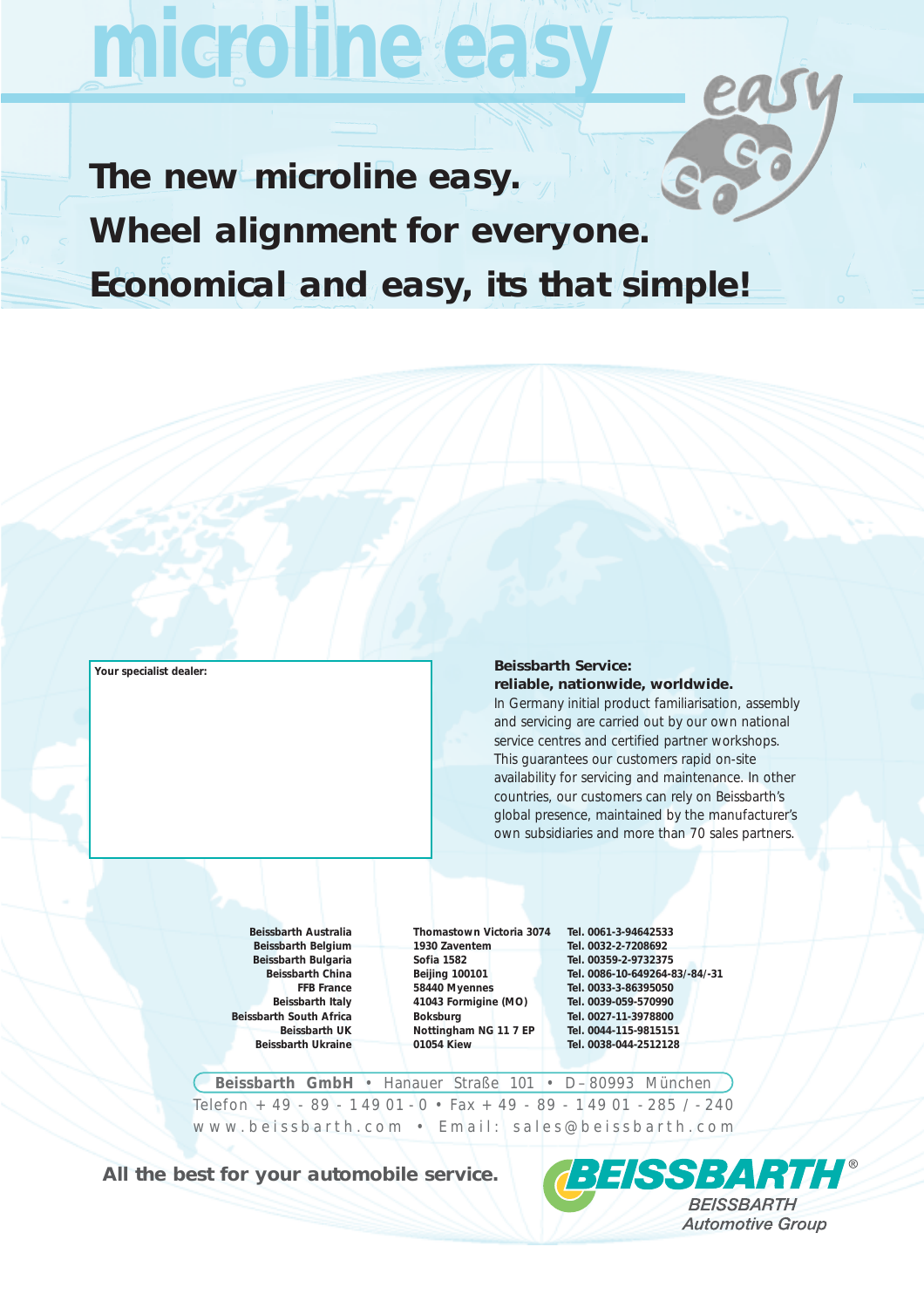# microline easy

## The new microline easy. Wheel alignment for everyone. Economical and easy, its that simple!

**Your specialist dealer:**

**Beissbarth Service:**
**reliable, nationwide, worldwide.**
In Germany initial product familiarisation, assembly and servicing are carried out by our own national service centres and certified partner workshops. This guarantees our customers rapid on-site availability for servicing and maintenance. In other countries, our customers can rely on Beissbarth's global presence, maintained by the manufacturer's own subsidiaries and more than 70 sales partners.

| | | |
|---|---|---|
| Beissbarth Australia | Thomastown Victoria 3074 | Tel. 0061-3-94642533 |
| Beissbarth Belgium | 1930 Zaventem | Tel. 0032-2-7208692 |
| Beissbarth Bulgaria | Sofia 1582 | Tel. 00359-2-9732375 |
| Beissbarth China | Beijing 100101 | Tel. 0086-10-649264-83/-84/-31 |
| FFB France | 58440 Myennes | Tel. 0033-3-86395050 |
| Beissbarth Italy | 41043 Formigine (MO) | Tel. 0039-059-570990 |
| Beissbarth South Africa | Boksburg | Tel. 0027-11-3978800 |
| Beissbarth UK | Nottingham NG 11 7 EP | Tel. 0044-115-9815151 |
| Beissbarth Ukraine | 01054 Kiew | Tel. 0038-044-2512128 |

**Beissbarth GmbH** • Hanauer Straße 101 • D – 80993 München
Telefon + 49 - 89 - 149 01 - 0 • Fax + 49 - 89 - 149 01 - 285 / - 240
www.beissbarth.com • Email: sales@beissbarth.com

**All the best for your automobile service.**

BEISSBARTH®
BEISSBARTH Automotive Group